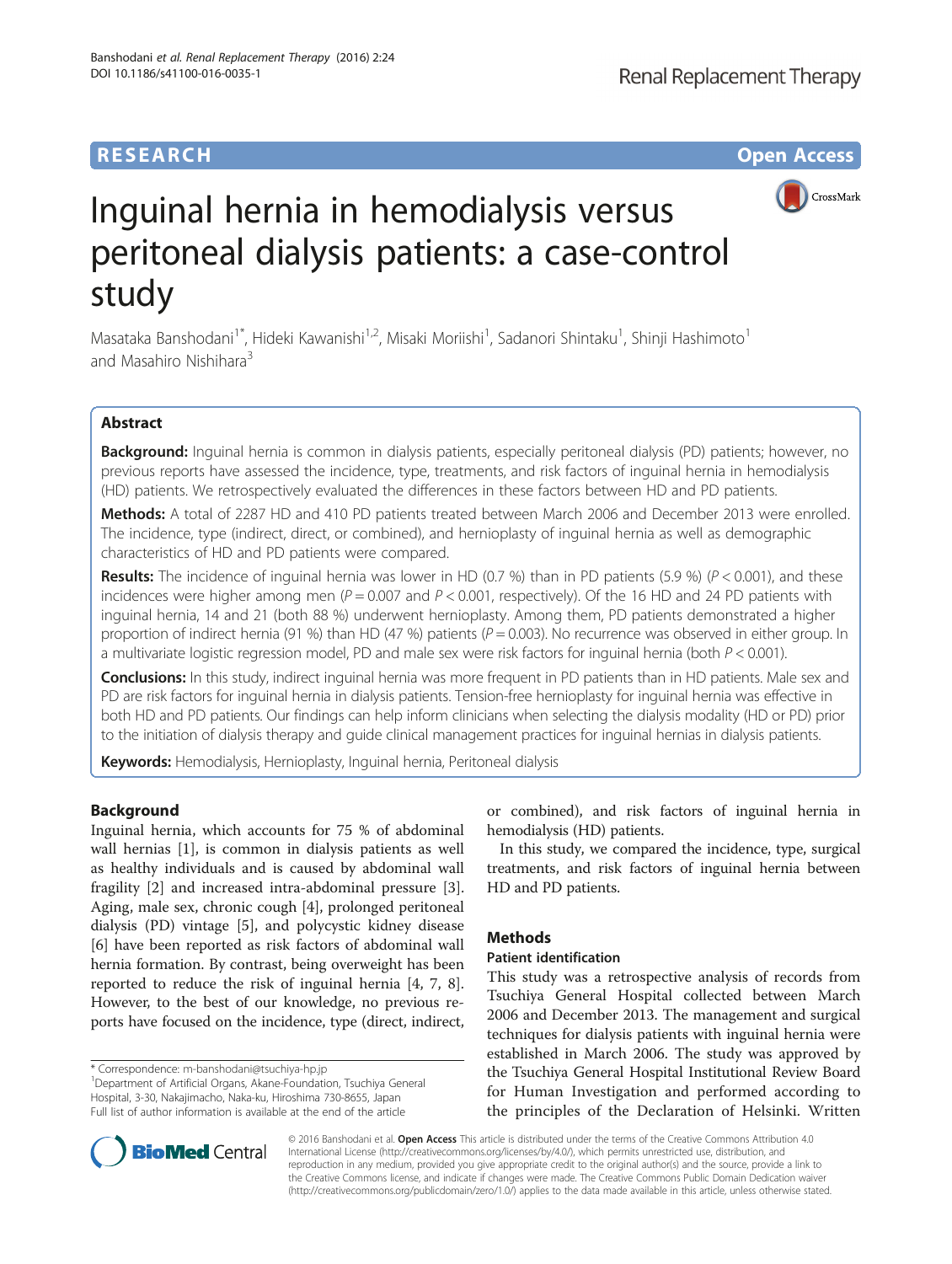RESEARCH Open Access

# Inguinal hernia in hemodialysis versus peritoneal dialysis patients: a case-control study

Masataka Banshodani[1*], Hideki Kawanishi[1,2], Misaki Moriishi[1], Sadanori Shintaku[1], Shinji Hashimoto[1] and Masahiro Nishihara[3]

## Abstract

**Background:** Inguinal hernia is common in dialysis patients, especially peritoneal dialysis (PD) patients; however, no previous reports have assessed the incidence, type, treatments, and risk factors of inguinal hernia in hemodialysis (HD) patients. We retrospectively evaluated the differences in these factors between HD and PD patients.

**Methods:** A total of 2287 HD and 410 PD patients treated between March 2006 and December 2013 were enrolled. The incidence, type (indirect, direct, or combined), and hernioplasty of inguinal hernia as well as demographic characteristics of HD and PD patients were compared.

**Results:** The incidence of inguinal hernia was lower in HD (0.7 %) than in PD patients (5.9 %) ($P < 0.001$), and these incidences were higher among men ($P = 0.007$ and $P < 0.001$, respectively). Of the 16 HD and 24 PD patients with inguinal hernia, 14 and 21 (both 88 %) underwent hernioplasty. Among them, PD patients demonstrated a higher proportion of indirect hernia (91 %) than HD (47 %) patients ($P = 0.003$). No recurrence was observed in either group. In a multivariate logistic regression model, PD and male sex were risk factors for inguinal hernia (both $P < 0.001$).

**Conclusions:** In this study, indirect inguinal hernia was more frequent in PD patients than in HD patients. Male sex and PD are risk factors for inguinal hernia in dialysis patients. Tension-free hernioplasty for inguinal hernia was effective in both HD and PD patients. Our findings can help inform clinicians when selecting the dialysis modality (HD or PD) prior to the initiation of dialysis therapy and guide clinical management practices for inguinal hernias in dialysis patients.

**Keywords:** Hemodialysis, Hernioplasty, Inguinal hernia, Peritoneal dialysis

## Background

Inguinal hernia, which accounts for 75 % of abdominal wall hernias [1], is common in dialysis patients as well as healthy individuals and is caused by abdominal wall fragility [2] and increased intra-abdominal pressure [3]. Aging, male sex, chronic cough [4], prolonged peritoneal dialysis (PD) vintage [5], and polycystic kidney disease [6] have been reported as risk factors of abdominal wall hernia formation. By contrast, being overweight has been reported to reduce the risk of inguinal hernia [4, 7, 8]. However, to the best of our knowledge, no previous reports have focused on the incidence, type (direct, indirect, or combined), and risk factors of inguinal hernia in hemodialysis (HD) patients.

In this study, we compared the incidence, type, surgical treatments, and risk factors of inguinal hernia between HD and PD patients.

## Methods

### Patient identification

This study was a retrospective analysis of records from Tsuchiya General Hospital collected between March 2006 and December 2013. The management and surgical techniques for dialysis patients with inguinal hernia were established in March 2006. The study was approved by the Tsuchiya General Hospital Institutional Review Board for Human Investigation and performed according to the principles of the Declaration of Helsinki. Written

* Correspondence: m-banshodani@tsuchiya-hp.jp
[1]Department of Artificial Organs, Akane-Foundation, Tsuchiya General Hospital, 3-30, Nakajimacho, Naka-ku, Hiroshima 730-8655, Japan
Full list of author information is available at the end of the article

© 2016 Banshodani et al. **Open Access** This article is distributed under the terms of the Creative Commons Attribution 4.0 International License (http://creativecommons.org/licenses/by/4.0/), which permits unrestricted use, distribution, and reproduction in any medium, provided you give appropriate credit to the original author(s) and the source, provide a link to the Creative Commons license, and indicate if changes were made. The Creative Commons Public Domain Dedication waiver (http://creativecommons.org/publicdomain/zero/1.0/) applies to the data made available in this article, unless otherwise stated.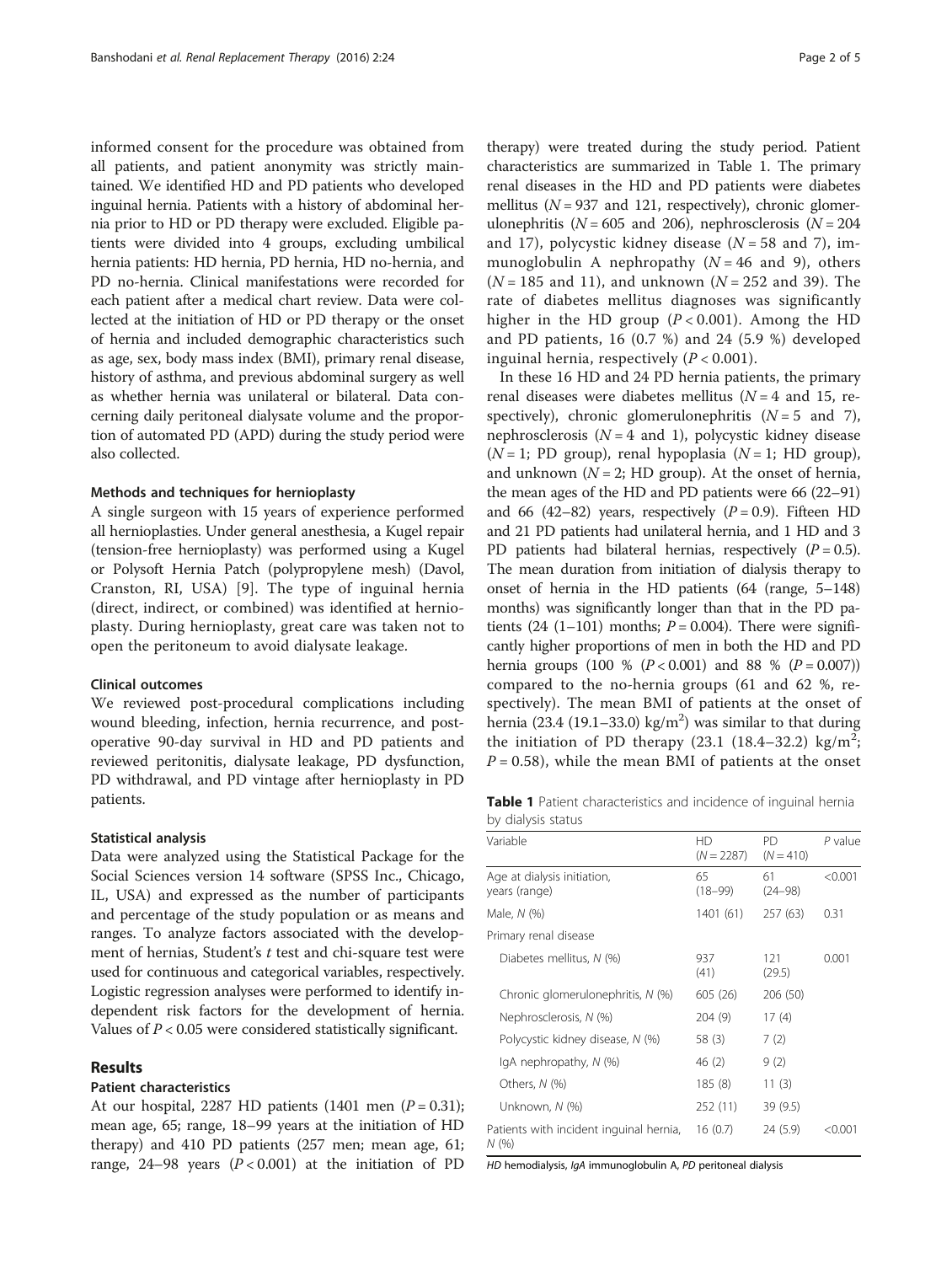informed consent for the procedure was obtained from all patients, and patient anonymity was strictly maintained. We identified HD and PD patients who developed inguinal hernia. Patients with a history of abdominal hernia prior to HD or PD therapy were excluded. Eligible patients were divided into 4 groups, excluding umbilical hernia patients: HD hernia, PD hernia, HD no-hernia, and PD no-hernia. Clinical manifestations were recorded for each patient after a medical chart review. Data were collected at the initiation of HD or PD therapy or the onset of hernia and included demographic characteristics such as age, sex, body mass index (BMI), primary renal disease, history of asthma, and previous abdominal surgery as well as whether hernia was unilateral or bilateral. Data concerning daily peritoneal dialysate volume and the proportion of automated PD (APD) during the study period were also collected.

### Methods and techniques for hernioplasty

A single surgeon with 15 years of experience performed all hernioplasties. Under general anesthesia, a Kugel repair (tension-free hernioplasty) was performed using a Kugel or Polysoft Hernia Patch (polypropylene mesh) (Davol, Cranston, RI, USA) [9]. The type of inguinal hernia (direct, indirect, or combined) was identified at hernioplasty. During hernioplasty, great care was taken not to open the peritoneum to avoid dialysate leakage.

### Clinical outcomes

We reviewed post-procedural complications including wound bleeding, infection, hernia recurrence, and post-operative 90-day survival in HD and PD patients and reviewed peritonitis, dialysate leakage, PD dysfunction, PD withdrawal, and PD vintage after hernioplasty in PD patients.

### Statistical analysis

Data were analyzed using the Statistical Package for the Social Sciences version 14 software (SPSS Inc., Chicago, IL, USA) and expressed as the number of participants and percentage of the study population or as means and ranges. To analyze factors associated with the development of hernias, Student's *t* test and chi-square test were used for continuous and categorical variables, respectively. Logistic regression analyses were performed to identify independent risk factors for the development of hernia. Values of $P < 0.05$ were considered statistically significant.

## Results

### Patient characteristics

At our hospital, 2287 HD patients (1401 men ($P = 0.31$); mean age, 65; range, 18–99 years at the initiation of HD therapy) and 410 PD patients (257 men; mean age, 61; range, 24–98 years ($P < 0.001$) at the initiation of PD therapy) were treated during the study period. Patient characteristics are summarized in Table 1. The primary renal diseases in the HD and PD patients were diabetes mellitus ($N = 937$ and 121, respectively), chronic glomerulonephritis ($N = 605$ and 206), nephrosclerosis ($N = 204$ and 17), polycystic kidney disease ($N = 58$ and 7), immunoglobulin A nephropathy ($N = 46$ and 9), others ($N = 185$ and 11), and unknown ($N = 252$ and 39). The rate of diabetes mellitus diagnoses was significantly higher in the HD group ($P < 0.001$). Among the HD and PD patients, 16 (0.7 %) and 24 (5.9 %) developed inguinal hernia, respectively ($P < 0.001$).

In these 16 HD and 24 PD hernia patients, the primary renal diseases were diabetes mellitus ($N = 4$ and 15, respectively), chronic glomerulonephritis ($N = 5$ and 7), nephrosclerosis ($N = 4$ and 1), polycystic kidney disease ($N = 1$; PD group), renal hypoplasia ($N = 1$; HD group), and unknown ($N = 2$; HD group). At the onset of hernia, the mean ages of the HD and PD patients were 66 (22–91) and 66 (42–82) years, respectively ($P = 0.9$). Fifteen HD and 21 PD patients had unilateral hernia, and 1 HD and 3 PD patients had bilateral hernias, respectively ($P = 0.5$). The mean duration from initiation of dialysis therapy to onset of hernia in the HD patients (64 (range, 5–148) months) was significantly longer than that in the PD patients (24 (1–101) months; $P = 0.004$). There were significantly higher proportions of men in both the HD and PD hernia groups (100 % ($P < 0.001$) and 88 % ($P = 0.007$)) compared to the no-hernia groups (61 and 62 %, respectively). The mean BMI of patients at the onset of hernia (23.4 (19.1–33.0) kg/m$^2$) was similar to that during the initiation of PD therapy (23.1 (18.4–32.2) kg/m$^2$; $P = 0.58$), while the mean BMI of patients at the onset

**Table 1** Patient characteristics and incidence of inguinal hernia by dialysis status

| Variable | HD ($N = 2287$) | PD ($N = 410$) | *P* value |
|---|---|---|---|
| Age at dialysis initiation, years (range) | 65 (18–99) | 61 (24–98) | <0.001 |
| Male, *N* (%) | 1401 (61) | 257 (63) | 0.31 |
| Primary renal disease | | | |
| Diabetes mellitus, *N* (%) | 937 (41) | 121 (29.5) | 0.001 |
| Chronic glomerulonephritis, *N* (%) | 605 (26) | 206 (50) | |
| Nephrosclerosis, *N* (%) | 204 (9) | 17 (4) | |
| Polycystic kidney disease, *N* (%) | 58 (3) | 7 (2) | |
| IgA nephropathy, *N* (%) | 46 (2) | 9 (2) | |
| Others, *N* (%) | 185 (8) | 11 (3) | |
| Unknown, *N* (%) | 252 (11) | 39 (9.5) | |
| Patients with incident inguinal hernia, *N* (%) | 16 (0.7) | 24 (5.9) | <0.001 |

*HD* hemodialysis, *IgA* immunoglobulin A, *PD* peritoneal dialysis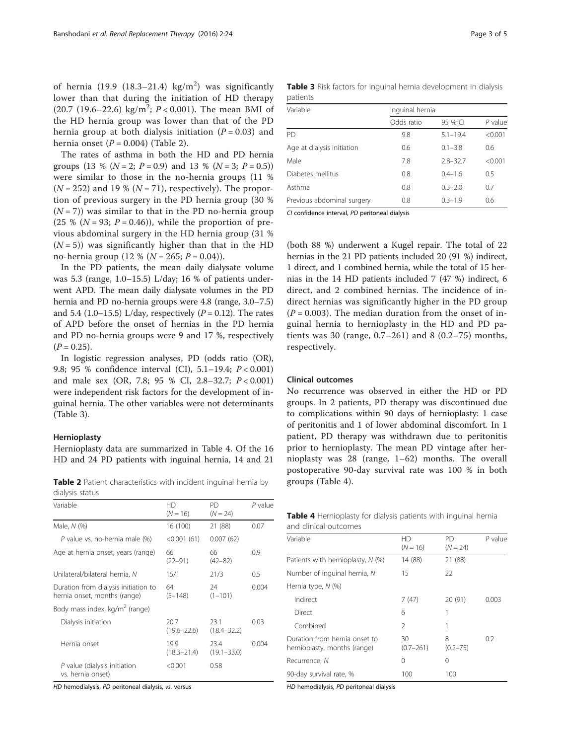of hernia (19.9 (18.3–21.4) kg/m$^2$) was significantly lower than that during the initiation of HD therapy (20.7 (19.6–22.6) kg/m$^2$; $P < 0.001$). The mean BMI of the HD hernia group was lower than that of the PD hernia group at both dialysis initiation ($P = 0.03$) and hernia onset ($P = 0.004$) (Table 2).

The rates of asthma in both the HD and PD hernia groups (13 % ($N = 2$; $P = 0.9$) and 13 % ($N = 3$; $P = 0.5$)) were similar to those in the no-hernia groups (11 % ($N = 252$) and 19 % ($N = 71$), respectively). The proportion of previous surgery in the PD hernia group (30 % ($N = 7$)) was similar to that in the PD no-hernia group (25 % ($N = 93$; $P = 0.46$)), while the proportion of previous abdominal surgery in the HD hernia group (31 % ($N = 5$)) was significantly higher than that in the HD no-hernia group (12 % ($N = 265$; $P = 0.04$)).

In the PD patients, the mean daily dialysate volume was 5.3 (range, 1.0–15.5) L/day; 16 % of patients underwent APD. The mean daily dialysate volumes in the PD hernia and PD no-hernia groups were 4.8 (range, 3.0–7.5) and 5.4 (1.0–15.5) L/day, respectively ($P = 0.12$). The rates of APD before the onset of hernias in the PD hernia and PD no-hernia groups were 9 and 17 %, respectively ($P = 0.25$).

In logistic regression analyses, PD (odds ratio (OR), 9.8; 95 % confidence interval (CI), 5.1–19.4; $P < 0.001$) and male sex (OR, 7.8; 95 % CI, 2.8–32.7; $P < 0.001$) were independent risk factors for the development of inguinal hernia. The other variables were not determinants (Table 3).

### Hernioplasty

Hernioplasty data are summarized in Table 4. Of the 16 HD and 24 PD patients with inguinal hernia, 14 and 21 (both 88 %) underwent a Kugel repair. The total of 22 hernias in the 21 PD patients included 20 (91 %) indirect, 1 direct, and 1 combined hernia, while the total of 15 hernias in the 14 HD patients included 7 (47 %) indirect, 6 direct, and 2 combined hernias. The incidence of indirect hernias was significantly higher in the PD group ($P = 0.003$). The median duration from the onset of inguinal hernia to hernioplasty in the HD and PD patients was 30 (range, 0.7–261) and 8 (0.2–75) months, respectively.

**Table 2** Patient characteristics with incident inguinal hernia by dialysis status

| Variable | HD ($N = 16$) | PD ($N = 24$) | $P$ value |
|---|---|---|---|
| Male, $N$ (%) | 16 (100) | 21 (88) | 0.07 |
| $P$ value vs. no-hernia male (%) | <0.001 (61) | 0.007 (62) | |
| Age at hernia onset, years (range) | 66 (22–91) | 66 (42–82) | 0.9 |
| Unilateral/bilateral hernia, $N$ | 15/1 | 21/3 | 0.5 |
| Duration from dialysis initiation to hernia onset, months (range) | 64 (5–148) | 24 (1–101) | 0.004 |
| Body mass index, kg/m$^2$ (range) | | | |
| Dialysis initiation | 20.7 (19.6–22.6) | 23.1 (18.4–32.2) | 0.03 |
| Hernia onset | 19.9 (18.3–21.4) | 23.4 (19.1–33.0) | 0.004 |
| $P$ value (dialysis initiation vs. hernia onset) | <0.001 | 0.58 | |

*HD* hemodialysis, *PD* peritoneal dialysis, *vs.* versus

**Table 3** Risk factors for inguinal hernia development in dialysis patients

| Variable | Inguinal hernia | | |
|---|---|---|---|
| | Odds ratio | 95 % CI | $P$ value |
| PD | 9.8 | 5.1–19.4 | <0.001 |
| Age at dialysis initiation | 0.6 | 0.1–3.8 | 0.6 |
| Male | 7.8 | 2.8–32.7 | <0.001 |
| Diabetes mellitus | 0.8 | 0.4–1.6 | 0.5 |
| Asthma | 0.8 | 0.3–2.0 | 0.7 |
| Previous abdominal surgery | 0.8 | 0.3–1.9 | 0.6 |

*CI* confidence interval, *PD* peritoneal dialysis

### Clinical outcomes

No recurrence was observed in either the HD or PD groups. In 2 patients, PD therapy was discontinued due to complications within 90 days of hernioplasty: 1 case of peritonitis and 1 of lower abdominal discomfort. In 1 patient, PD therapy was withdrawn due to peritonitis prior to hernioplasty. The mean PD vintage after hernioplasty was 28 (range, 1–62) months. The overall postoperative 90-day survival rate was 100 % in both groups (Table 4).

**Table 4** Hernioplasty for dialysis patients with inguinal hernia and clinical outcomes

| Variable | HD ($N = 16$) | PD ($N = 24$) | $P$ value |
|---|---|---|---|
| Patients with hernioplasty, $N$ (%) | 14 (88) | 21 (88) | |
| Number of inguinal hernia, $N$ | 15 | 22 | |
| Hernia type, $N$ (%) | | | |
| Indirect | 7 (47) | 20 (91) | 0.003 |
| Direct | 6 | 1 | |
| Combined | 2 | 1 | |
| Duration from hernia onset to hernioplasty, months (range) | 30 (0.7–261) | 8 (0.2–75) | 0.2 |
| Recurrence, $N$ | 0 | 0 | |
| 90-day survival rate, % | 100 | 100 | |

*HD* hemodialysis, *PD* peritoneal dialysis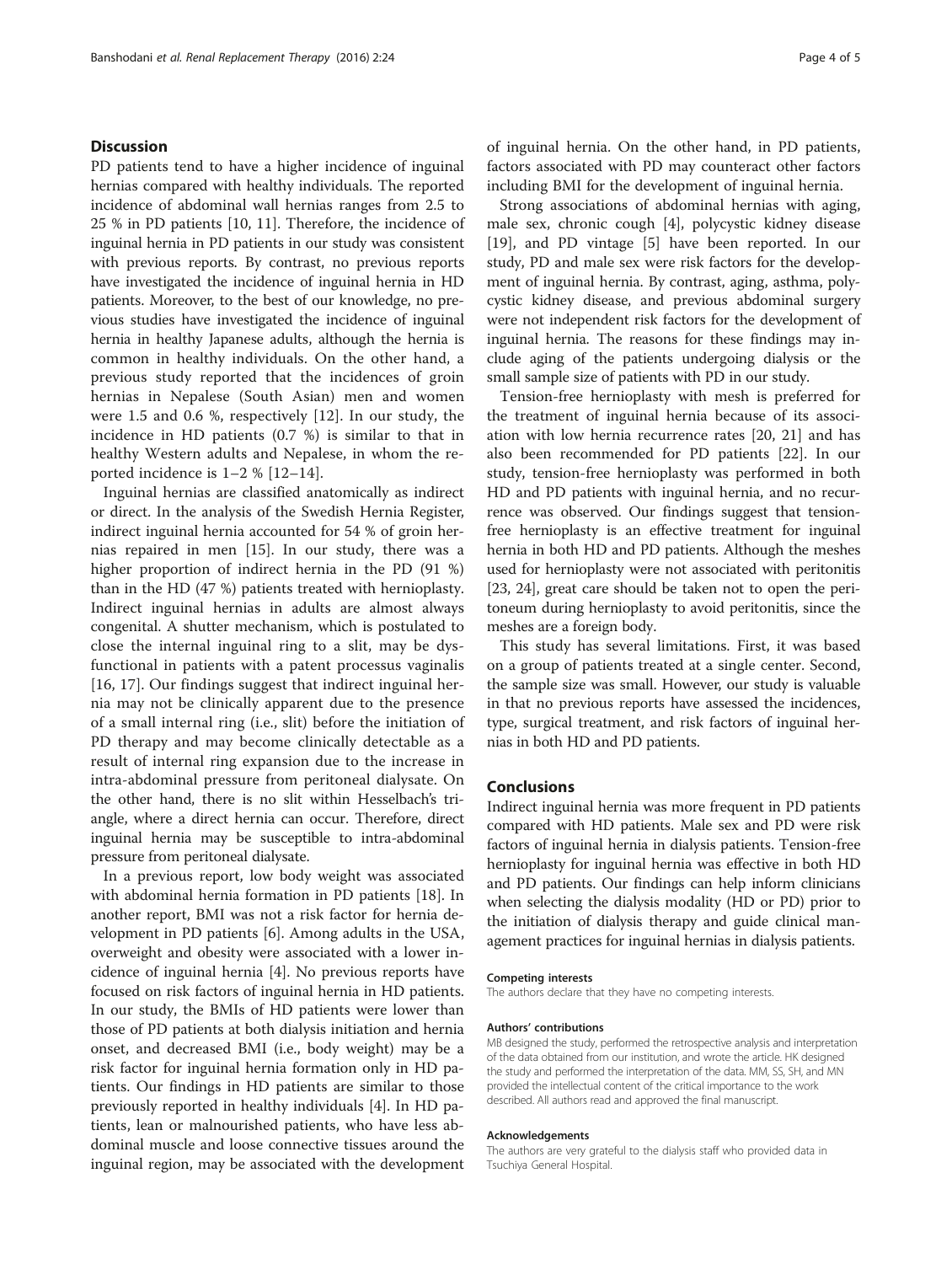## Discussion

PD patients tend to have a higher incidence of inguinal hernias compared with healthy individuals. The reported incidence of abdominal wall hernias ranges from 2.5 to 25 % in PD patients [10, 11]. Therefore, the incidence of inguinal hernia in PD patients in our study was consistent with previous reports. By contrast, no previous reports have investigated the incidence of inguinal hernia in HD patients. Moreover, to the best of our knowledge, no previous studies have investigated the incidence of inguinal hernia in healthy Japanese adults, although the hernia is common in healthy individuals. On the other hand, a previous study reported that the incidences of groin hernias in Nepalese (South Asian) men and women were 1.5 and 0.6 %, respectively [12]. In our study, the incidence in HD patients (0.7 %) is similar to that in healthy Western adults and Nepalese, in whom the reported incidence is 1–2 % [12–14].

Inguinal hernias are classified anatomically as indirect or direct. In the analysis of the Swedish Hernia Register, indirect inguinal hernia accounted for 54 % of groin hernias repaired in men [15]. In our study, there was a higher proportion of indirect hernia in the PD (91 %) than in the HD (47 %) patients treated with hernioplasty. Indirect inguinal hernias in adults are almost always congenital. A shutter mechanism, which is postulated to close the internal inguinal ring to a slit, may be dysfunctional in patients with a patent processus vaginalis [16, 17]. Our findings suggest that indirect inguinal hernia may not be clinically apparent due to the presence of a small internal ring (i.e., slit) before the initiation of PD therapy and may become clinically detectable as a result of internal ring expansion due to the increase in intra-abdominal pressure from peritoneal dialysate. On the other hand, there is no slit within Hesselbach's triangle, where a direct hernia can occur. Therefore, direct inguinal hernia may be susceptible to intra-abdominal pressure from peritoneal dialysate.

In a previous report, low body weight was associated with abdominal hernia formation in PD patients [18]. In another report, BMI was not a risk factor for hernia development in PD patients [6]. Among adults in the USA, overweight and obesity were associated with a lower incidence of inguinal hernia [4]. No previous reports have focused on risk factors of inguinal hernia in HD patients. In our study, the BMIs of HD patients were lower than those of PD patients at both dialysis initiation and hernia onset, and decreased BMI (i.e., body weight) may be a risk factor for inguinal hernia formation only in HD patients. Our findings in HD patients are similar to those previously reported in healthy individuals [4]. In HD patients, lean or malnourished patients, who have less abdominal muscle and loose connective tissues around the inguinal region, may be associated with the development of inguinal hernia. On the other hand, in PD patients, factors associated with PD may counteract other factors including BMI for the development of inguinal hernia.

Strong associations of abdominal hernias with aging, male sex, chronic cough [4], polycystic kidney disease [19], and PD vintage [5] have been reported. In our study, PD and male sex were risk factors for the development of inguinal hernia. By contrast, aging, asthma, polycystic kidney disease, and previous abdominal surgery were not independent risk factors for the development of inguinal hernia. The reasons for these findings may include aging of the patients undergoing dialysis or the small sample size of patients with PD in our study.

Tension-free hernioplasty with mesh is preferred for the treatment of inguinal hernia because of its association with low hernia recurrence rates [20, 21] and has also been recommended for PD patients [22]. In our study, tension-free hernioplasty was performed in both HD and PD patients with inguinal hernia, and no recurrence was observed. Our findings suggest that tension-free hernioplasty is an effective treatment for inguinal hernia in both HD and PD patients. Although the meshes used for hernioplasty were not associated with peritonitis [23, 24], great care should be taken not to open the peritoneum during hernioplasty to avoid peritonitis, since the meshes are a foreign body.

This study has several limitations. First, it was based on a group of patients treated at a single center. Second, the sample size was small. However, our study is valuable in that no previous reports have assessed the incidences, type, surgical treatment, and risk factors of inguinal hernias in both HD and PD patients.

## Conclusions

Indirect inguinal hernia was more frequent in PD patients compared with HD patients. Male sex and PD were risk factors of inguinal hernia in dialysis patients. Tension-free hernioplasty for inguinal hernia was effective in both HD and PD patients. Our findings can help inform clinicians when selecting the dialysis modality (HD or PD) prior to the initiation of dialysis therapy and guide clinical management practices for inguinal hernias in dialysis patients.

#### Competing interests

The authors declare that they have no competing interests.

#### Authors' contributions

MB designed the study, performed the retrospective analysis and interpretation of the data obtained from our institution, and wrote the article. HK designed the study and performed the interpretation of the data. MM, SS, SH, and MN provided the intellectual content of the critical importance to the work described. All authors read and approved the final manuscript.

#### Acknowledgements

The authors are very grateful to the dialysis staff who provided data in Tsuchiya General Hospital.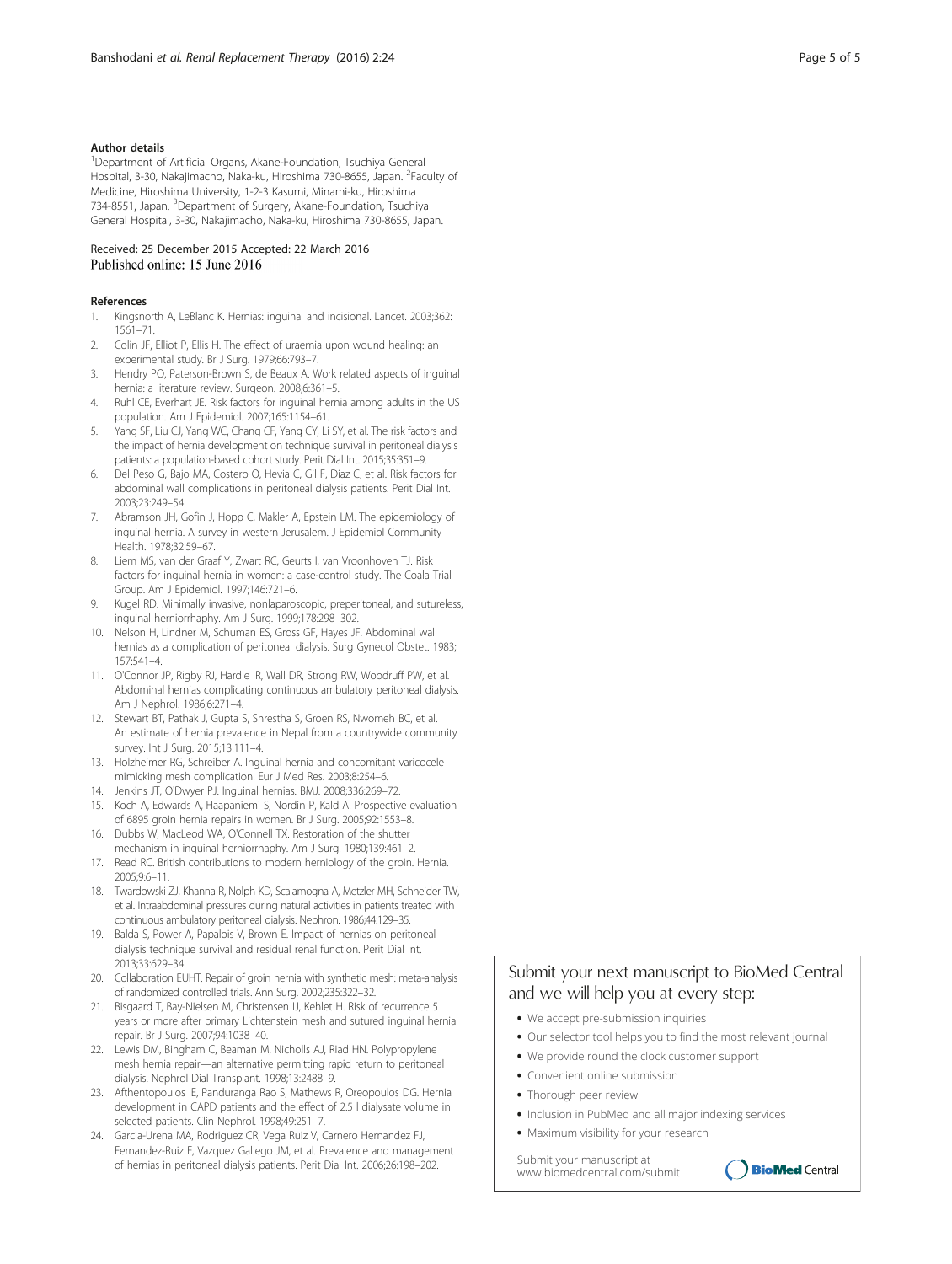#### Author details

[1]Department of Artificial Organs, Akane-Foundation, Tsuchiya General Hospital, 3-30, Nakajimacho, Naka-ku, Hiroshima 730-8655, Japan. [2]Faculty of Medicine, Hiroshima University, 1-2-3 Kasumi, Minami-ku, Hiroshima 734-8551, Japan. [3]Department of Surgery, Akane-Foundation, Tsuchiya General Hospital, 3-30, Nakajimacho, Naka-ku, Hiroshima 730-8655, Japan.

Received: 25 December 2015 Accepted: 22 March 2016
Published online: 15 June 2016

#### References

1. Kingsnorth A, LeBlanc K. Hernias: inguinal and incisional. Lancet. 2003;362: 1561–71.
2. Colin JF, Elliot P, Ellis H. The effect of uraemia upon wound healing: an experimental study. Br J Surg. 1979;66:793–7.
3. Hendry PO, Paterson-Brown S, de Beaux A. Work related aspects of inguinal hernia: a literature review. Surgeon. 2008;6:361–5.
4. Ruhl CE, Everhart JE. Risk factors for inguinal hernia among adults in the US population. Am J Epidemiol. 2007;165:1154–61.
5. Yang SF, Liu CJ, Yang WC, Chang CF, Yang CY, Li SY, et al. The risk factors and the impact of hernia development on technique survival in peritoneal dialysis patients: a population-based cohort study. Perit Dial Int. 2015;35:351–9.
6. Del Peso G, Bajo MA, Costero O, Hevia C, Gil F, Diaz C, et al. Risk factors for abdominal wall complications in peritoneal dialysis patients. Perit Dial Int. 2003;23:249–54.
7. Abramson JH, Gofin J, Hopp C, Makler A, Epstein LM. The epidemiology of inguinal hernia. A survey in western Jerusalem. J Epidemiol Community Health. 1978;32:59–67.
8. Liem MS, van der Graaf Y, Zwart RC, Geurts I, van Vroonhoven TJ. Risk factors for inguinal hernia in women: a case-control study. The Coala Trial Group. Am J Epidemiol. 1997;146:721–6.
9. Kugel RD. Minimally invasive, nonlaparoscopic, preperitoneal, and sutureless, inguinal herniorrhaphy. Am J Surg. 1999;178:298–302.
10. Nelson H, Lindner M, Schuman ES, Gross GF, Hayes JF. Abdominal wall hernias as a complication of peritoneal dialysis. Surg Gynecol Obstet. 1983; 157:541–4.
11. O'Connor JP, Rigby RJ, Hardie IR, Wall DR, Strong RW, Woodruff PW, et al. Abdominal hernias complicating continuous ambulatory peritoneal dialysis. Am J Nephrol. 1986;6:271–4.
12. Stewart BT, Pathak J, Gupta S, Shrestha S, Groen RS, Nwomeh BC, et al. An estimate of hernia prevalence in Nepal from a countrywide community survey. Int J Surg. 2015;13:111–4.
13. Holzheimer RG, Schreiber A. Inguinal hernia and concomitant varicocele mimicking mesh complication. Eur J Med Res. 2003;8:254–6.
14. Jenkins JT, O'Dwyer PJ. Inguinal hernias. BMJ. 2008;336:269–72.
15. Koch A, Edwards A, Haapaniemi S, Nordin P, Kald A. Prospective evaluation of 6895 groin hernia repairs in women. Br J Surg. 2005;92:1553–8.
16. Dubbs W, MacLeod WA, O'Connell TX. Restoration of the shutter mechanism in inguinal herniorrhaphy. Am J Surg. 1980;139:461–2.
17. Read RC. British contributions to modern herniology of the groin. Hernia. 2005;9:6–11.
18. Twardowski ZJ, Khanna R, Nolph KD, Scalamogna A, Metzler MH, Schneider TW, et al. Intraabdominal pressures during natural activities in patients treated with continuous ambulatory peritoneal dialysis. Nephron. 1986;44:129–35.
19. Balda S, Power A, Papalois V, Brown E. Impact of hernias on peritoneal dialysis technique survival and residual renal function. Perit Dial Int. 2013;33:629–34.
20. Collaboration EUHT. Repair of groin hernia with synthetic mesh: meta-analysis of randomized controlled trials. Ann Surg. 2002;235:322–32.
21. Bisgaard T, Bay-Nielsen M, Christensen IJ, Kehlet H. Risk of recurrence 5 years or more after primary Lichtenstein mesh and sutured inguinal hernia repair. Br J Surg. 2007;94:1038–40.
22. Lewis DM, Bingham C, Beaman M, Nicholls AJ, Riad HN. Polypropylene mesh hernia repair—an alternative permitting rapid return to peritoneal dialysis. Nephrol Dial Transplant. 1998;13:2488–9.
23. Afthentopoulos IE, Panduranga Rao S, Mathews R, Oreopoulos DG. Hernia development in CAPD patients and the effect of 2.5 l dialysate volume in selected patients. Clin Nephrol. 1998;49:251–7.
24. Garcia-Urena MA, Rodriguez CR, Vega Ruiz V, Carnero Hernandez FJ, Fernandez-Ruiz E, Vazquez Gallego JM, et al. Prevalence and management of hernias in peritoneal dialysis patients. Perit Dial Int. 2006;26:198–202.

Submit your next manuscript to BioMed Central and we will help you at every step:

- We accept pre-submission inquiries
- Our selector tool helps you to find the most relevant journal
- We provide round the clock customer support
- Convenient online submission
- Thorough peer review
- Inclusion in PubMed and all major indexing services
- Maximum visibility for your research

Submit your manuscript at
www.biomedcentral.com/submit

BioMed Central